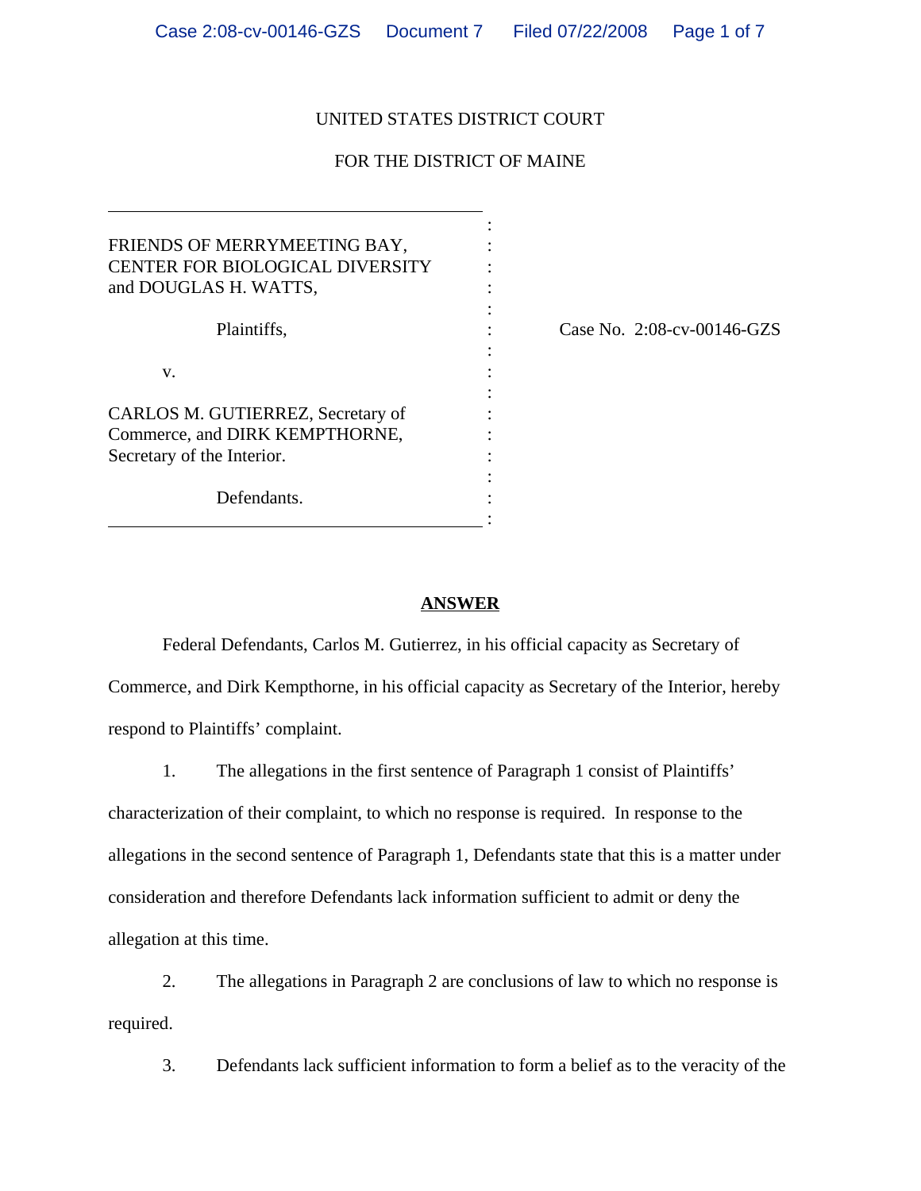UNITED STATES DISTRICT COURT

FOR THE DISTRICT OF MAINE

| | | |
|---|---|---|
| FRIENDS OF MERRYMEETING BAY, CENTER FOR BIOLOGICAL DIVERSITY and DOUGLAS H. WATTS,<br><br>Plaintiffs,<br><br>v.<br><br>CARLOS M. GUTIERREZ, Secretary of Commerce, and DIRK KEMPTHORNE, Secretary of the Interior.<br><br>Defendants. | : | Case No. 2:08-cv-00146-GZS |

## ANSWER

Federal Defendants, Carlos M. Gutierrez, in his official capacity as Secretary of Commerce, and Dirk Kempthorne, in his official capacity as Secretary of the Interior, hereby respond to Plaintiffs' complaint.

1. The allegations in the first sentence of Paragraph 1 consist of Plaintiffs' characterization of their complaint, to which no response is required. In response to the allegations in the second sentence of Paragraph 1, Defendants state that this is a matter under consideration and therefore Defendants lack information sufficient to admit or deny the allegation at this time.

2. The allegations in Paragraph 2 are conclusions of law to which no response is required.

3. Defendants lack sufficient information to form a belief as to the veracity of the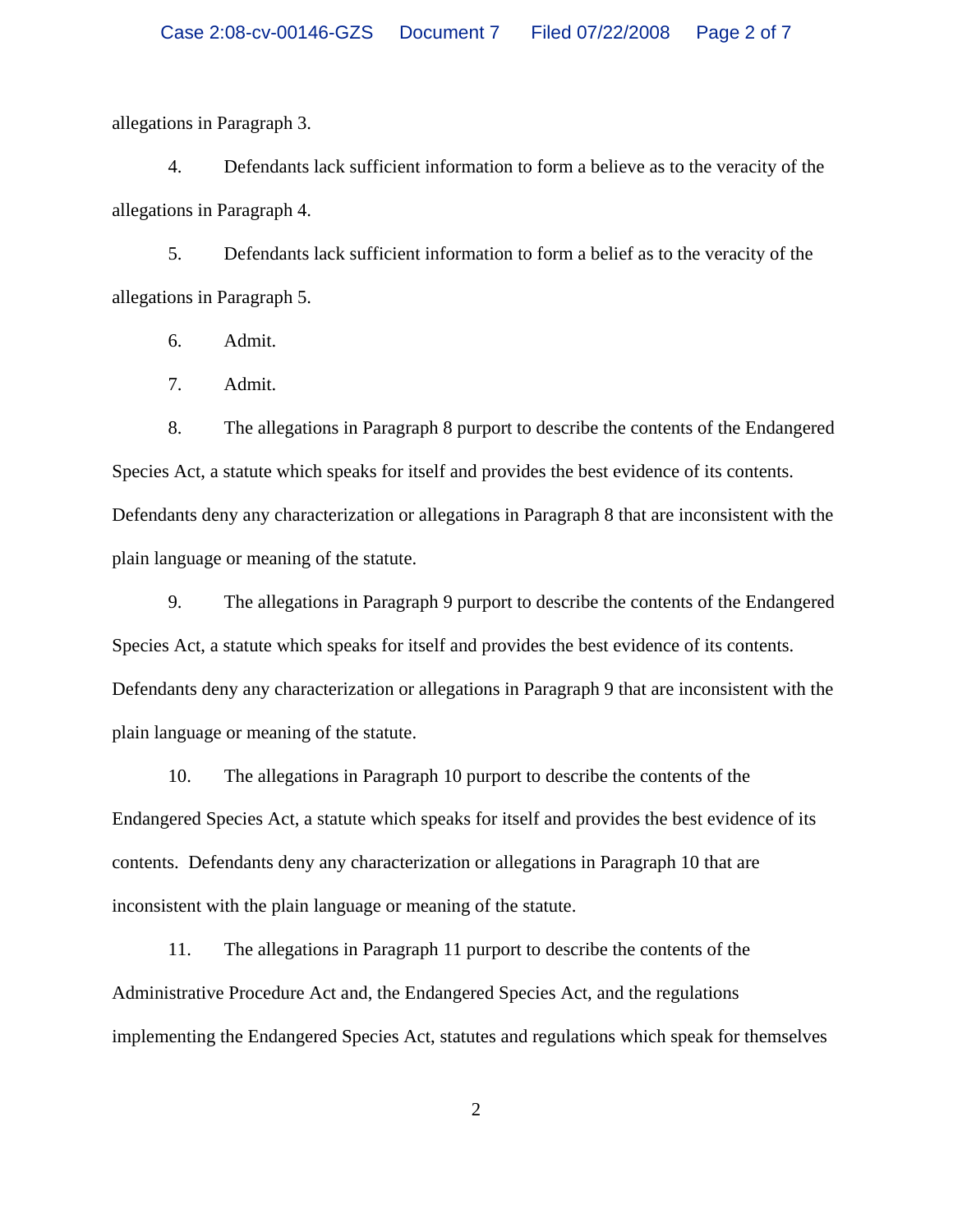allegations in Paragraph 3.

4. Defendants lack sufficient information to form a believe as to the veracity of the allegations in Paragraph 4.

5. Defendants lack sufficient information to form a belief as to the veracity of the allegations in Paragraph 5.

6. Admit.

7. Admit.

8. The allegations in Paragraph 8 purport to describe the contents of the Endangered Species Act, a statute which speaks for itself and provides the best evidence of its contents. Defendants deny any characterization or allegations in Paragraph 8 that are inconsistent with the plain language or meaning of the statute.

9. The allegations in Paragraph 9 purport to describe the contents of the Endangered Species Act, a statute which speaks for itself and provides the best evidence of its contents. Defendants deny any characterization or allegations in Paragraph 9 that are inconsistent with the plain language or meaning of the statute.

10. The allegations in Paragraph 10 purport to describe the contents of the Endangered Species Act, a statute which speaks for itself and provides the best evidence of its contents. Defendants deny any characterization or allegations in Paragraph 10 that are inconsistent with the plain language or meaning of the statute.

11. The allegations in Paragraph 11 purport to describe the contents of the Administrative Procedure Act and, the Endangered Species Act, and the regulations implementing the Endangered Species Act, statutes and regulations which speak for themselves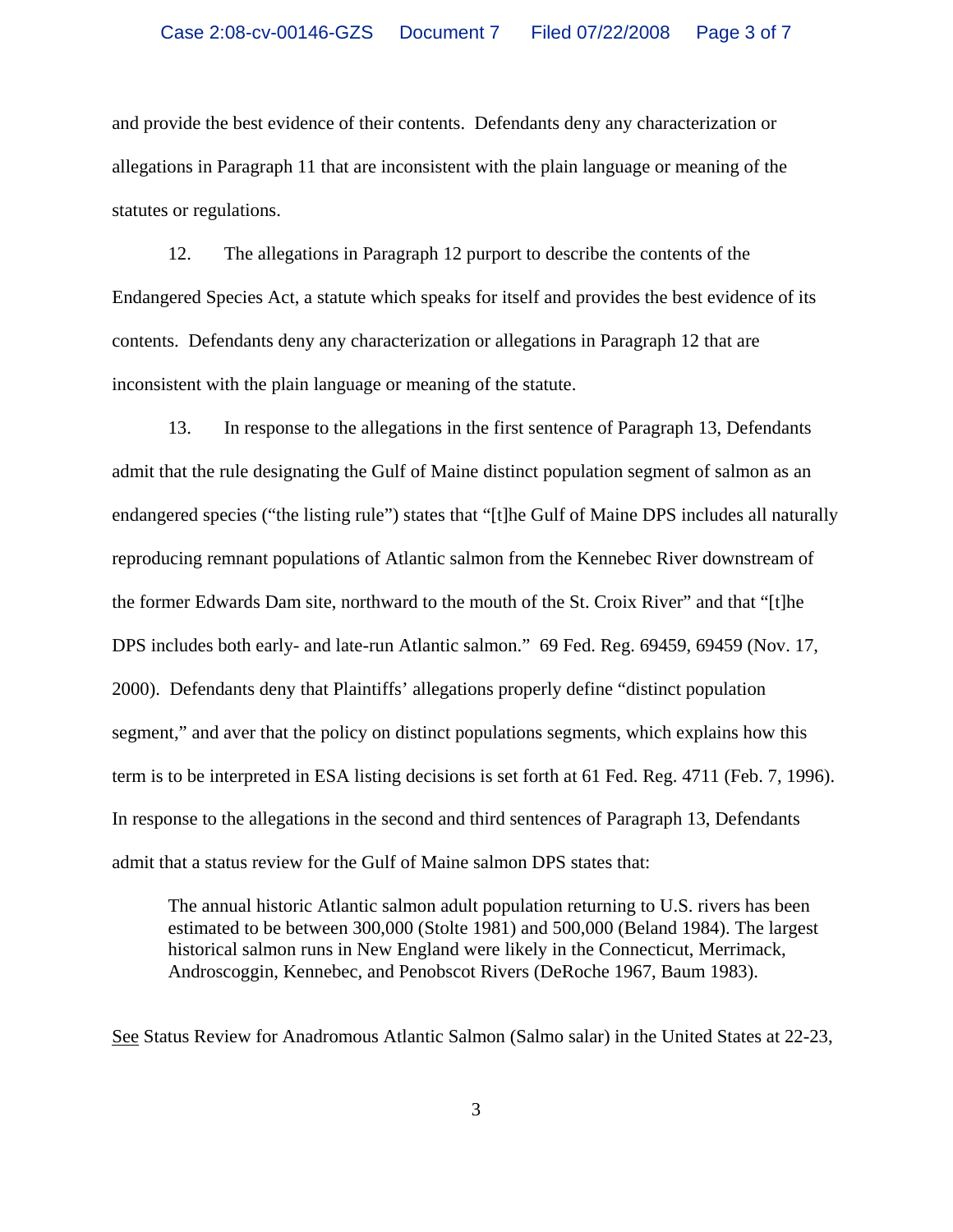and provide the best evidence of their contents. Defendants deny any characterization or allegations in Paragraph 11 that are inconsistent with the plain language or meaning of the statutes or regulations.

12. The allegations in Paragraph 12 purport to describe the contents of the Endangered Species Act, a statute which speaks for itself and provides the best evidence of its contents. Defendants deny any characterization or allegations in Paragraph 12 that are inconsistent with the plain language or meaning of the statute.

13. In response to the allegations in the first sentence of Paragraph 13, Defendants admit that the rule designating the Gulf of Maine distinct population segment of salmon as an endangered species ("the listing rule") states that "[t]he Gulf of Maine DPS includes all naturally reproducing remnant populations of Atlantic salmon from the Kennebec River downstream of the former Edwards Dam site, northward to the mouth of the St. Croix River" and that "[t]he DPS includes both early- and late-run Atlantic salmon." 69 Fed. Reg. 69459, 69459 (Nov. 17, 2000). Defendants deny that Plaintiffs' allegations properly define "distinct population segment," and aver that the policy on distinct populations segments, which explains how this term is to be interpreted in ESA listing decisions is set forth at 61 Fed. Reg. 4711 (Feb. 7, 1996). In response to the allegations in the second and third sentences of Paragraph 13, Defendants admit that a status review for the Gulf of Maine salmon DPS states that:

> The annual historic Atlantic salmon adult population returning to U.S. rivers has been estimated to be between 300,000 (Stolte 1981) and 500,000 (Beland 1984). The largest historical salmon runs in New England were likely in the Connecticut, Merrimack, Androscoggin, Kennebec, and Penobscot Rivers (DeRoche 1967, Baum 1983).

<u>See</u> Status Review for Anadromous Atlantic Salmon (Salmo salar) in the United States at 22-23,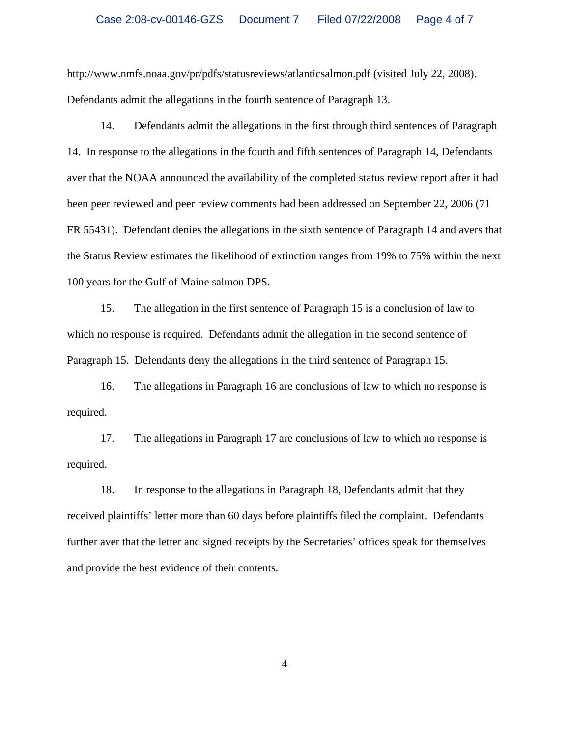http://www.nmfs.noaa.gov/pr/pdfs/statusreviews/atlanticsalmon.pdf (visited July 22, 2008). Defendants admit the allegations in the fourth sentence of Paragraph 13.

14. Defendants admit the allegations in the first through third sentences of Paragraph 14. In response to the allegations in the fourth and fifth sentences of Paragraph 14, Defendants aver that the NOAA announced the availability of the completed status review report after it had been peer reviewed and peer review comments had been addressed on September 22, 2006 (71 FR 55431). Defendant denies the allegations in the sixth sentence of Paragraph 14 and avers that the Status Review estimates the likelihood of extinction ranges from 19% to 75% within the next 100 years for the Gulf of Maine salmon DPS.

15. The allegation in the first sentence of Paragraph 15 is a conclusion of law to which no response is required. Defendants admit the allegation in the second sentence of Paragraph 15. Defendants deny the allegations in the third sentence of Paragraph 15.

16. The allegations in Paragraph 16 are conclusions of law to which no response is required.

17. The allegations in Paragraph 17 are conclusions of law to which no response is required.

18. In response to the allegations in Paragraph 18, Defendants admit that they received plaintiffs' letter more than 60 days before plaintiffs filed the complaint. Defendants further aver that the letter and signed receipts by the Secretaries' offices speak for themselves and provide the best evidence of their contents.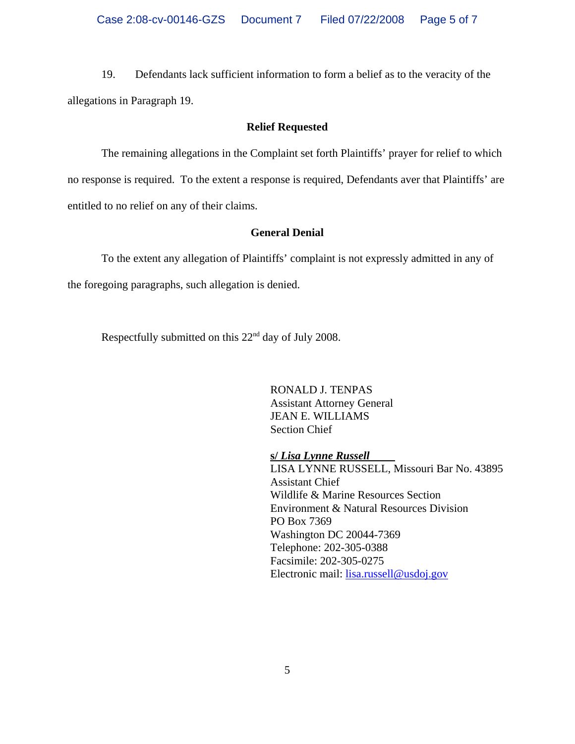19. Defendants lack sufficient information to form a belief as to the veracity of the allegations in Paragraph 19.

**Relief Requested**

The remaining allegations in the Complaint set forth Plaintiffs' prayer for relief to which no response is required. To the extent a response is required, Defendants aver that Plaintiffs' are entitled to no relief on any of their claims.

**General Denial**

To the extent any allegation of Plaintiffs' complaint is not expressly admitted in any of the foregoing paragraphs, such allegation is denied.

Respectfully submitted on this 22nd day of July 2008.

RONALD J. TENPAS
Assistant Attorney General
JEAN E. WILLIAMS
Section Chief

**s/ *Lisa Lynne Russell***
LISA LYNNE RUSSELL, Missouri Bar No. 43895
Assistant Chief
Wildlife & Marine Resources Section
Environment & Natural Resources Division
PO Box 7369
Washington DC 20044-7369
Telephone: 202-305-0388
Facsimile: 202-305-0275
Electronic mail: lisa.russell@usdoj.gov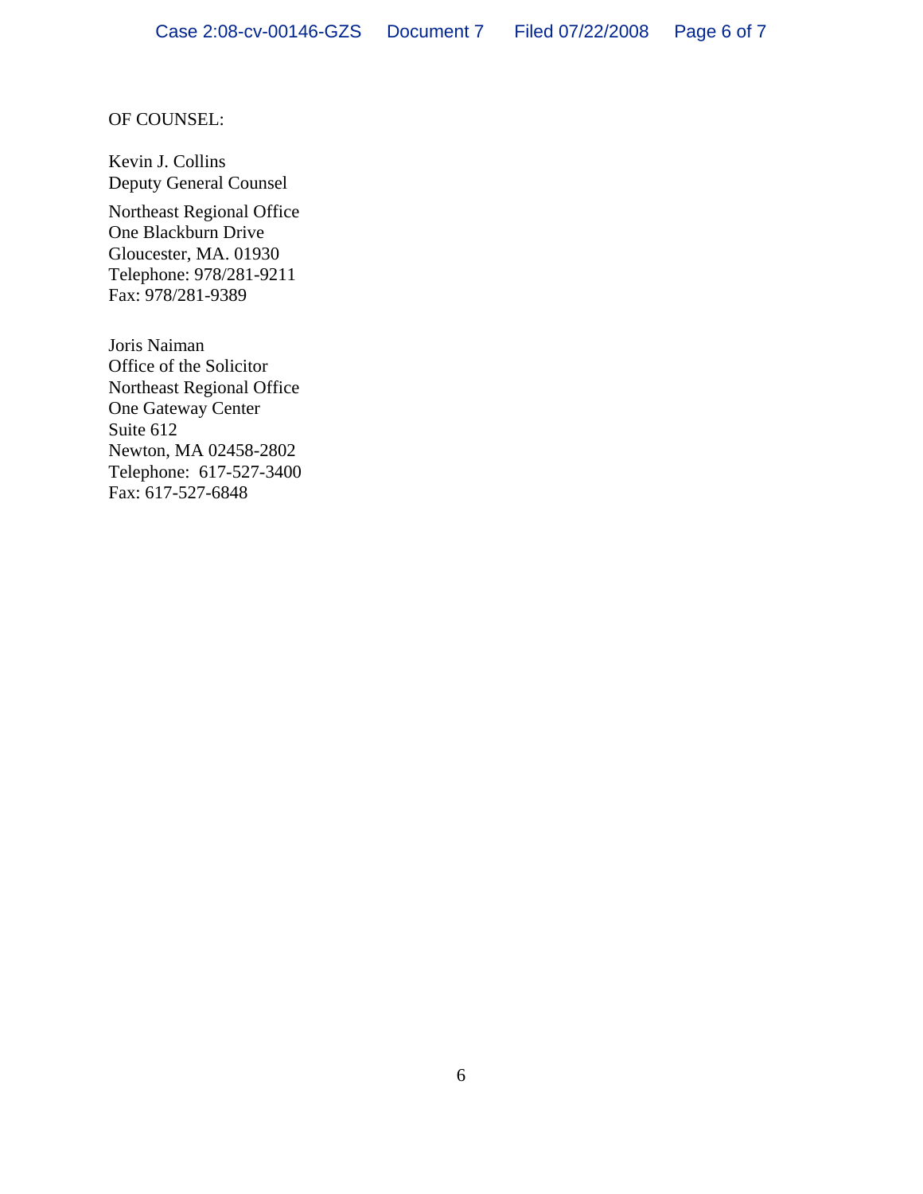OF COUNSEL:

Kevin J. Collins
Deputy General Counsel

Northeast Regional Office
One Blackburn Drive
Gloucester, MA. 01930
Telephone: 978/281-9211
Fax: 978/281-9389

Joris Naiman
Office of the Solicitor
Northeast Regional Office
One Gateway Center
Suite 612
Newton, MA 02458-2802
Telephone: 617-527-3400
Fax: 617-527-6848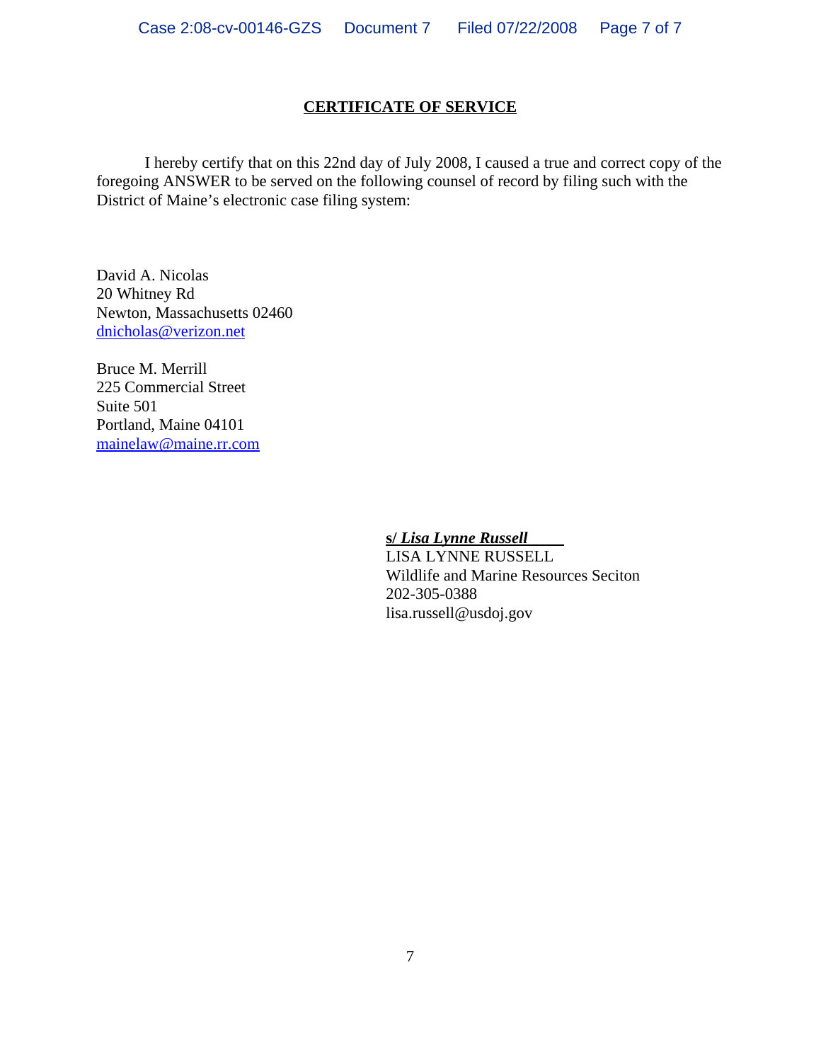## CERTIFICATE OF SERVICE

I hereby certify that on this 22nd day of July 2008, I caused a true and correct copy of the foregoing ANSWER to be served on the following counsel of record by filing such with the District of Maine's electronic case filing system:

David A. Nicolas
20 Whitney Rd
Newton, Massachusetts 02460
dnicholas@verizon.net

Bruce M. Merrill
225 Commercial Street
Suite 501
Portland, Maine 04101
mainelaw@maine.rr.com

s/ *Lisa Lynne Russell*
LISA LYNNE RUSSELL
Wildlife and Marine Resources Seciton
202-305-0388
lisa.russell@usdoj.gov